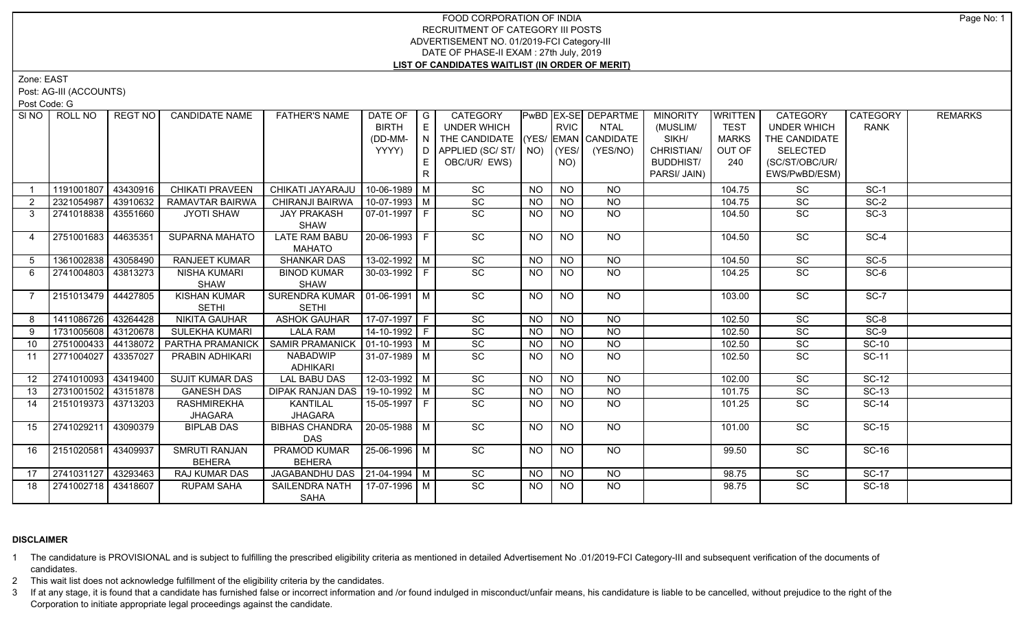# FOOD CORPORATION OF INDIA
## RECRUITMENT OF CATEGORY III POSTS
## ADVERTISEMENT NO. 01/2019-FCI Category-III
## DATE OF PHASE-II EXAM : 27th July, 2019
## LIST OF CANDIDATES WAITLIST (IN ORDER OF MERIT)

Zone: EAST

Post: AG-III (ACCOUNTS)

Post Code: G

| Sl NO | ROLL NO | REGT NO | CANDIDATE NAME | FATHER'S NAME | DATE OF BIRTH (DD-MM-YYYY) | GENDER | CATEGORY UNDER WHICH THE CANDIDATE APPLIED (SC/ ST/ OBC/UR/ EWS) | PwBD (YES/ NO) | EX-SERVICEMAN (YES/ NO) | DEPARTMENTAL CANDIDATE (YES/NO) | MINORITY (MUSLIM/ SIKH/ CHRISTIAN/ BUDDHIST/ PARSI/ JAIN) | WRITTEN TEST MARKS OUT OF 240 | CATEGORY UNDER WHICH THE CANDIDATE SELECTED (SC/ST/OBC/UR/ EWS/PwBD/ESM) | CATEGORY RANK | REMARKS |
|---|---|---|---|---|---|---|---|---|---|---|---|---|---|---|---|
| 1 | 1191001807 | 43430916 | CHIKATI PRAVEEN | CHIKATI JAYARAJU | 10-06-1989 | M | SC | NO | NO | NO | | 104.75 | SC | SC-1 | |
| 2 | 2321054987 | 43910632 | RAMAVTAR BAIRWA | CHIRANJI BAIRWA | 10-07-1993 | M | SC | NO | NO | NO | | 104.75 | SC | SC-2 | |
| 3 | 2741018838 | 43551660 | JYOTI SHAW | JAY PRAKASH SHAW | 07-01-1997 | F | SC | NO | NO | NO | | 104.50 | SC | SC-3 | |
| 4 | 2751001683 | 44635351 | SUPARNA MAHATO | LATE RAM BABU MAHATO | 20-06-1993 | F | SC | NO | NO | NO | | 104.50 | SC | SC-4 | |
| 5 | 1361002838 | 43058490 | RANJEET KUMAR | SHANKAR DAS | 13-02-1992 | M | SC | NO | NO | NO | | 104.50 | SC | SC-5 | |
| 6 | 2741004803 | 43813273 | NISHA KUMARI SHAW | BINOD KUMAR SHAW | 30-03-1992 | F | SC | NO | NO | NO | | 104.25 | SC | SC-6 | |
| 7 | 2151013479 | 44427805 | KISHAN KUMAR SETHI | SURENDRA KUMAR SETHI | 01-06-1991 | M | SC | NO | NO | NO | | 103.00 | SC | SC-7 | |
| 8 | 1411086726 | 43264428 | NIKITA GAUHAR | ASHOK GAUHAR | 17-07-1997 | F | SC | NO | NO | NO | | 102.50 | SC | SC-8 | |
| 9 | 1731005608 | 43120678 | SULEKHA KUMARI | LALA RAM | 14-10-1992 | F | SC | NO | NO | NO | | 102.50 | SC | SC-9 | |
| 10 | 2751000433 | 44138072 | PARTHA PRAMANICK | SAMIR PRAMANICK | 01-10-1993 | M | SC | NO | NO | NO | | 102.50 | SC | SC-10 | |
| 11 | 2771004027 | 43357027 | PRABIN ADHIKARI | NABADWIP ADHIKARI | 31-07-1989 | M | SC | NO | NO | NO | | 102.50 | SC | SC-11 | |
| 12 | 2741010093 | 43419400 | SUJIT KUMAR DAS | LAL BABU DAS | 12-03-1992 | M | SC | NO | NO | NO | | 102.00 | SC | SC-12 | |
| 13 | 2731001502 | 43151878 | GANESH DAS | DIPAK RANJAN DAS | 19-10-1992 | M | SC | NO | NO | NO | | 101.75 | SC | SC-13 | |
| 14 | 2151019373 | 43713203 | RASHMIREKHA JHAGARA | KANTILAL JHAGARA | 15-05-1997 | F | SC | NO | NO | NO | | 101.25 | SC | SC-14 | |
| 15 | 2741029211 | 43090379 | BIPLAB DAS | BIBHAS CHANDRA DAS | 20-05-1988 | M | SC | NO | NO | NO | | 101.00 | SC | SC-15 | |
| 16 | 2151020581 | 43409937 | SMRUTI RANJAN BEHERA | PRAMOD KUMAR BEHERA | 25-06-1996 | M | SC | NO | NO | NO | | 99.50 | SC | SC-16 | |
| 17 | 2741031127 | 43293463 | RAJ KUMAR DAS | JAGABANDHU DAS | 21-04-1994 | M | SC | NO | NO | NO | | 98.75 | SC | SC-17 | |
| 18 | 2741002718 | 43418607 | RUPAM SAHA | SAILENDRA NATH SAHA | 17-07-1996 | M | SC | NO | NO | NO | | 98.75 | SC | SC-18 | |

### DISCLAIMER

1. The candidature is PROVISIONAL and is subject to fulfilling the prescribed eligibility criteria as mentioned in detailed Advertisement No .01/2019-FCI Category-III and subsequent verification of the documents of candidates.
2. This wait list does not acknowledge fulfillment of the eligibility criteria by the candidates.
3. If at any stage, it is found that a candidate has furnished false or incorrect information and /or found indulged in misconduct/unfair means, his candidature is liable to be cancelled, without prejudice to the right of the Corporation to initiate appropriate legal proceedings against the candidate.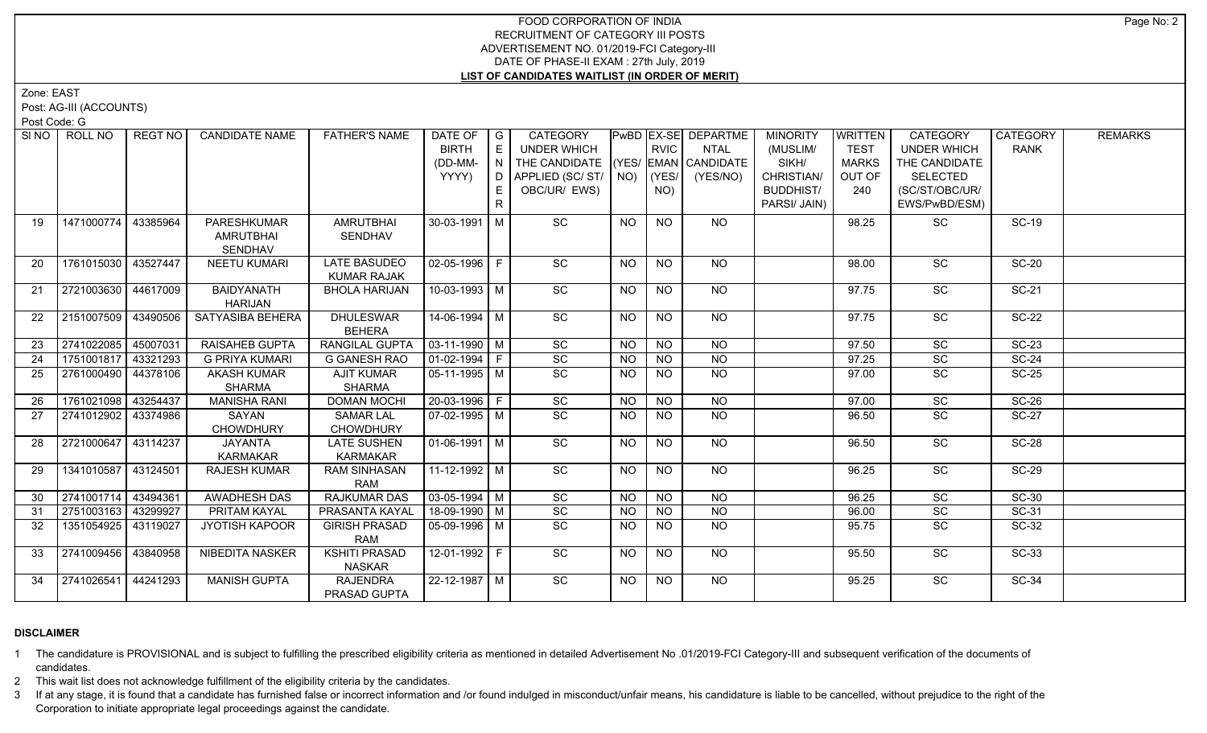# FOOD CORPORATION OF INDIA
## RECRUITMENT OF CATEGORY III POSTS
## ADVERTISEMENT NO. 01/2019-FCI Category-III
## DATE OF PHASE-II EXAM : 27th July, 2019
## LIST OF CANDIDATES WAITLIST (IN ORDER OF MERIT)

Zone: EAST

Post: AG-III (ACCOUNTS)

Post Code: G

| SI NO | ROLL NO | REGT NO | CANDIDATE NAME | FATHER'S NAME | DATE OF BIRTH (DD-MM-YYYY) | GENDER | CATEGORY UNDER WHICH THE CANDIDATE APPLIED (SC/ ST/ OBC/UR/ EWS) | PwBD (YES/ NO) | EX-SERVICEMAN (YES/ NO) | DEPARTMENTAL CANDIDATE (YES/NO) | MINORITY (MUSLIM/ SIKH/ CHRISTIAN/ BUDDHIST/ PARSI/ JAIN) | WRITTEN TEST MARKS OUT OF 240 | CATEGORY UNDER WHICH THE CANDIDATE SELECTED (SC/ST/OBC/UR/ EWS/PwBD/ESM) | CATEGORY RANK | REMARKS |
|---|---|---|---|---|---|---|---|---|---|---|---|---|---|---|---|
| 19 | 1471000774 | 43385964 | PARESHKUMAR AMRUTBHAI SENDHAV | AMRUTBHAI SENDHAV | 30-03-1991 | M | SC | NO | NO | NO | | 98.25 | SC | SC-19 | |
| 20 | 1761015030 | 43527447 | NEETU KUMARI | LATE BASUDEO KUMAR RAJAK | 02-05-1996 | F | SC | NO | NO | NO | | 98.00 | SC | SC-20 | |
| 21 | 2721003630 | 44617009 | BAIDYANATH HARIJAN | BHOLA HARIJAN | 10-03-1993 | M | SC | NO | NO | NO | | 97.75 | SC | SC-21 | |
| 22 | 2151007509 | 43490506 | SATYASIBA BEHERA | DHULESWAR BEHERA | 14-06-1994 | M | SC | NO | NO | NO | | 97.75 | SC | SC-22 | |
| 23 | 2741022085 | 45007031 | RAISAHEB GUPTA | RANGILAL GUPTA | 03-11-1990 | M | SC | NO | NO | NO | | 97.50 | SC | SC-23 | |
| 24 | 1751001817 | 43321293 | G PRIYA KUMARI | G GANESH RAO | 01-02-1994 | F | SC | NO | NO | NO | | 97.25 | SC | SC-24 | |
| 25 | 2761000490 | 44378106 | AKASH KUMAR SHARMA | AJIT KUMAR SHARMA | 05-11-1995 | M | SC | NO | NO | NO | | 97.00 | SC | SC-25 | |
| 26 | 1761021098 | 43254437 | MANISHA RANI | DOMAN MOCHI | 20-03-1996 | F | SC | NO | NO | NO | | 97.00 | SC | SC-26 | |
| 27 | 2741012902 | 43374986 | SAYAN CHOWDHURY | SAMAR LAL CHOWDHURY | 07-02-1995 | M | SC | NO | NO | NO | | 96.50 | SC | SC-27 | |
| 28 | 2721000647 | 43114237 | JAYANTA KARMAKAR | LATE SUSHEN KARMAKAR | 01-06-1991 | M | SC | NO | NO | NO | | 96.50 | SC | SC-28 | |
| 29 | 1341010587 | 43124501 | RAJESH KUMAR | RAM SINHASAN RAM | 11-12-1992 | M | SC | NO | NO | NO | | 96.25 | SC | SC-29 | |
| 30 | 2741001714 | 43494361 | AWADHESH DAS | RAJKUMAR DAS | 03-05-1994 | M | SC | NO | NO | NO | | 96.25 | SC | SC-30 | |
| 31 | 2751003163 | 43299927 | PRITAM KAYAL | PRASANTA KAYAL | 18-09-1990 | M | SC | NO | NO | NO | | 96.00 | SC | SC-31 | |
| 32 | 1351054925 | 43119027 | JYOTISH KAPOOR | GIRISH PRASAD RAM | 05-09-1996 | M | SC | NO | NO | NO | | 95.75 | SC | SC-32 | |
| 33 | 2741009456 | 43840958 | NIBEDITA NASKER | KSHITI PRASAD NASKAR | 12-01-1992 | F | SC | NO | NO | NO | | 95.50 | SC | SC-33 | |
| 34 | 2741026541 | 44241293 | MANISH GUPTA | RAJENDRA PRASAD GUPTA | 22-12-1987 | M | SC | NO | NO | NO | | 95.25 | SC | SC-34 | |

**DISCLAIMER**

1 The candidature is PROVISIONAL and is subject to fulfilling the prescribed eligibility criteria as mentioned in detailed Advertisement No .01/2019-FCI Category-III and subsequent verification of the documents of candidates.

2 This wait list does not acknowledge fulfillment of the eligibility criteria by the candidates.

3 If at any stage, it is found that a candidate has furnished false or incorrect information and /or found indulged in misconduct/unfair means, his candidature is liable to be cancelled, without prejudice to the right of the Corporation to initiate appropriate legal proceedings against the candidate.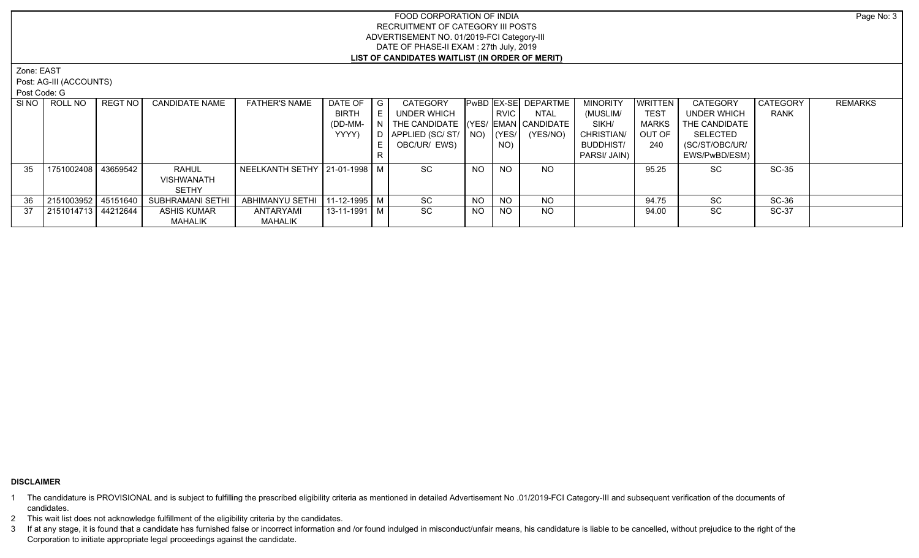FOOD CORPORATION OF INDIA
RECRUITMENT OF CATEGORY III POSTS
ADVERTISEMENT NO. 01/2019-FCI Category-III
DATE OF PHASE-II EXAM : 27th July, 2019

**LIST OF CANDIDATES WAITLIST (IN ORDER OF MERIT)**

Zone: EAST

Post: AG-III (ACCOUNTS)

Post Code: G

| Sl NO | ROLL NO | REGT NO | CANDIDATE NAME | FATHER'S NAME | DATE OF BIRTH (DD-MM-YYYY) | GENDER | CATEGORY UNDER WHICH THE CANDIDATE APPLIED (SC/ ST/ OBC/UR/ EWS) | PwBD (YES/ NO) | EX-SERVICEMAN (YES/ NO) | DEPARTMENTAL CANDIDATE (YES/NO) | MINORITY (MUSLIM/ SIKH/ CHRISTIAN/ BUDDHIST/ PARSI/ JAIN) | WRITTEN TEST MARKS OUT OF 240 | CATEGORY UNDER WHICH THE CANDIDATE SELECTED (SC/ST/OBC/UR/ EWS/PwBD/ESM) | CATEGORY RANK | REMARKS |
|---|---|---|---|---|---|---|---|---|---|---|---|---|---|---|---|
| 35 | 1751002408 | 43659542 | RAHUL VISHWANATH SETHY | NEELKANTH SETHY | 21-01-1998 | M | SC | NO | NO | NO | | 95.25 | SC | SC-35 | |
| 36 | 2151003952 | 45151640 | SUBHRAMANI SETHI | ABHIMANYU SETHI | 11-12-1995 | M | SC | NO | NO | NO | | 94.75 | SC | SC-36 | |
| 37 | 2151014713 | 44212644 | ASHIS KUMAR MAHALIK | ANTARYAMI MAHALIK | 13-11-1991 | M | SC | NO | NO | NO | | 94.00 | SC | SC-37 | |

**DISCLAIMER**

1 The candidature is PROVISIONAL and is subject to fulfilling the prescribed eligibility criteria as mentioned in detailed Advertisement No .01/2019-FCI Category-III and subsequent verification of the documents of candidates.

2 This wait list does not acknowledge fulfillment of the eligibility criteria by the candidates.

3 If at any stage, it is found that a candidate has furnished false or incorrect information and /or found indulged in misconduct/unfair means, his candidature is liable to be cancelled, without prejudice to the right of the Corporation to initiate appropriate legal proceedings against the candidate.